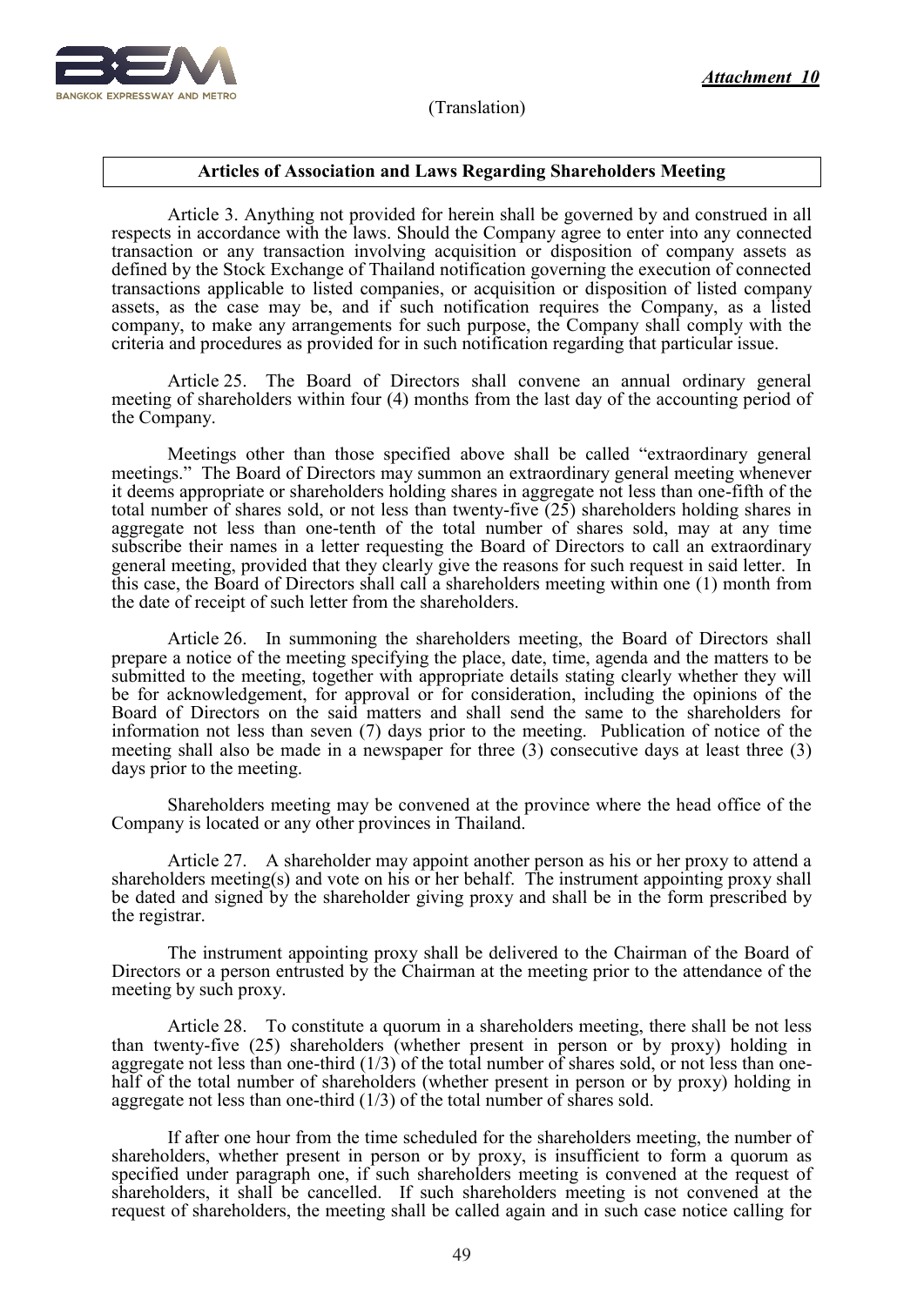*Attachment 10*

(Translation)

**Articles of Association and Laws Regarding Shareholders Meeting**

Article 3. Anything not provided for herein shall be governed by and construed in all respects in accordance with the laws. Should the Company agree to enter into any connected transaction or any transaction involving acquisition or disposition of company assets as defined by the Stock Exchange of Thailand notification governing the execution of connected transactions applicable to listed companies, or acquisition or disposition of listed company assets, as the case may be, and if such notification requires the Company, as a listed company, to make any arrangements for such purpose, the Company shall comply with the criteria and procedures as provided for in such notification regarding that particular issue.

Article 25. The Board of Directors shall convene an annual ordinary general meeting of shareholders within four (4) months from the last day of the accounting period of the Company.

Meetings other than those specified above shall be called "extraordinary general meetings." The Board of Directors may summon an extraordinary general meeting whenever it deems appropriate or shareholders holding shares in aggregate not less than one-fifth of the total number of shares sold, or not less than twenty-five (25) shareholders holding shares in aggregate not less than one-tenth of the total number of shares sold, may at any time subscribe their names in a letter requesting the Board of Directors to call an extraordinary general meeting, provided that they clearly give the reasons for such request in said letter. In this case, the Board of Directors shall call a shareholders meeting within one (1) month from the date of receipt of such letter from the shareholders.

Article 26. In summoning the shareholders meeting, the Board of Directors shall prepare a notice of the meeting specifying the place, date, time, agenda and the matters to be submitted to the meeting, together with appropriate details stating clearly whether they will be for acknowledgement, for approval or for consideration, including the opinions of the Board of Directors on the said matters and shall send the same to the shareholders for information not less than seven (7) days prior to the meeting. Publication of notice of the meeting shall also be made in a newspaper for three (3) consecutive days at least three (3) days prior to the meeting.

Shareholders meeting may be convened at the province where the head office of the Company is located or any other provinces in Thailand.

Article 27. A shareholder may appoint another person as his or her proxy to attend a shareholders meeting(s) and vote on his or her behalf. The instrument appointing proxy shall be dated and signed by the shareholder giving proxy and shall be in the form prescribed by the registrar.

The instrument appointing proxy shall be delivered to the Chairman of the Board of Directors or a person entrusted by the Chairman at the meeting prior to the attendance of the meeting by such proxy.

Article 28. To constitute a quorum in a shareholders meeting, there shall be not less than twenty-five (25) shareholders (whether present in person or by proxy) holding in aggregate not less than one-third (1/3) of the total number of shares sold, or not less than one-half of the total number of shareholders (whether present in person or by proxy) holding in aggregate not less than one-third (1/3) of the total number of shares sold.

If after one hour from the time scheduled for the shareholders meeting, the number of shareholders, whether present in person or by proxy, is insufficient to form a quorum as specified under paragraph one, if such shareholders meeting is convened at the request of shareholders, it shall be cancelled. If such shareholders meeting is not convened at the request of shareholders, the meeting shall be called again and in such case notice calling for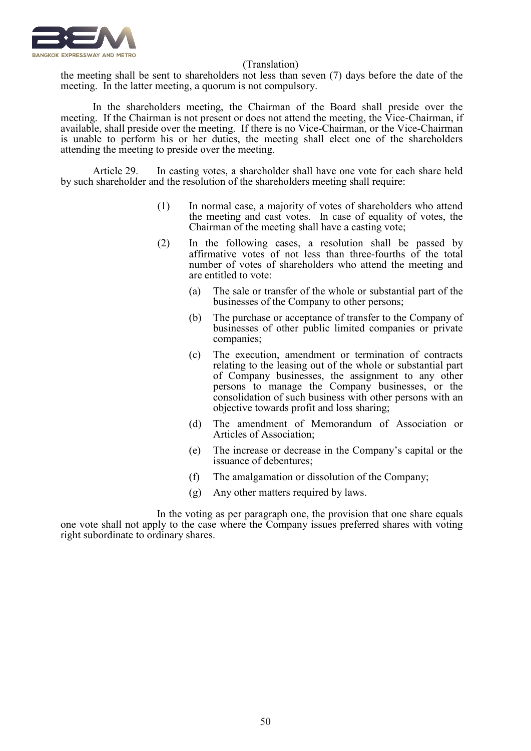(Translation)

the meeting shall be sent to shareholders not less than seven (7) days before the date of the meeting. In the latter meeting, a quorum is not compulsory.

In the shareholders meeting, the Chairman of the Board shall preside over the meeting. If the Chairman is not present or does not attend the meeting, the Vice-Chairman, if available, shall preside over the meeting. If there is no Vice-Chairman, or the Vice-Chairman is unable to perform his or her duties, the meeting shall elect one of the shareholders attending the meeting to preside over the meeting.

Article 29. In casting votes, a shareholder shall have one vote for each share held by such shareholder and the resolution of the shareholders meeting shall require:

(1) In normal case, a majority of votes of shareholders who attend the meeting and cast votes. In case of equality of votes, the Chairman of the meeting shall have a casting vote;

(2) In the following cases, a resolution shall be passed by affirmative votes of not less than three-fourths of the total number of votes of shareholders who attend the meeting and are entitled to vote:

(a) The sale or transfer of the whole or substantial part of the businesses of the Company to other persons;

(b) The purchase or acceptance of transfer to the Company of businesses of other public limited companies or private companies;

(c) The execution, amendment or termination of contracts relating to the leasing out of the whole or substantial part of Company businesses, the assignment to any other persons to manage the Company businesses, or the consolidation of such business with other persons with an objective towards profit and loss sharing;

(d) The amendment of Memorandum of Association or Articles of Association;

(e) The increase or decrease in the Company's capital or the issuance of debentures;

(f) The amalgamation or dissolution of the Company;

(g) Any other matters required by laws.

In the voting as per paragraph one, the provision that one share equals one vote shall not apply to the case where the Company issues preferred shares with voting right subordinate to ordinary shares.